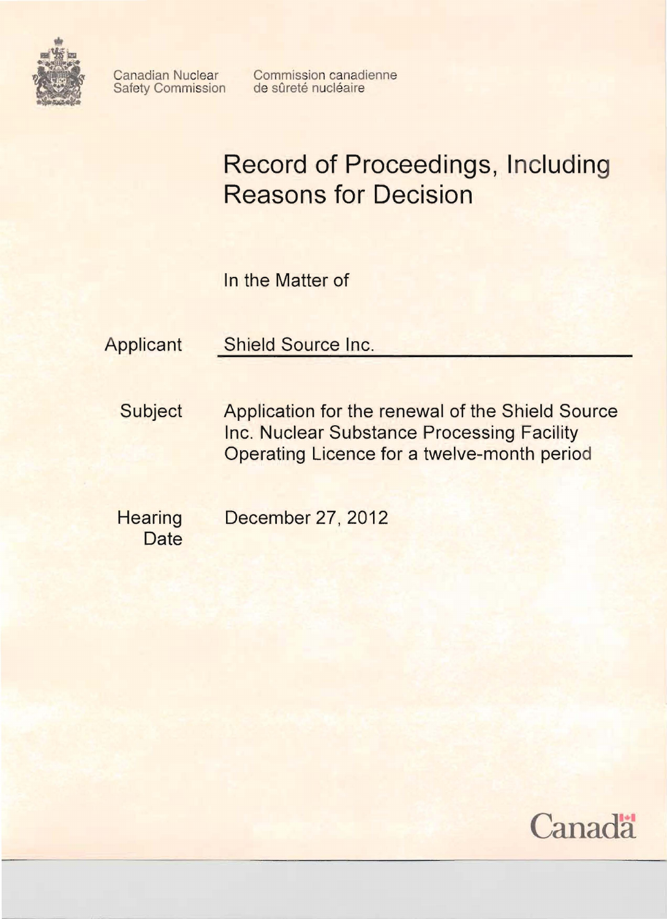Canadian Nuclear Safety Commission

Commission canadienne de sûreté nucléaire

# Record of Proceedings, Including Reasons for Decision

In the Matter of

**Applicant** Shield Source Inc.

**Subject** Application for the renewal of the Shield Source Inc. Nuclear Substance Processing Facility Operating Licence for a twelve-month period

**Hearing Date** December 27, 2012

Canada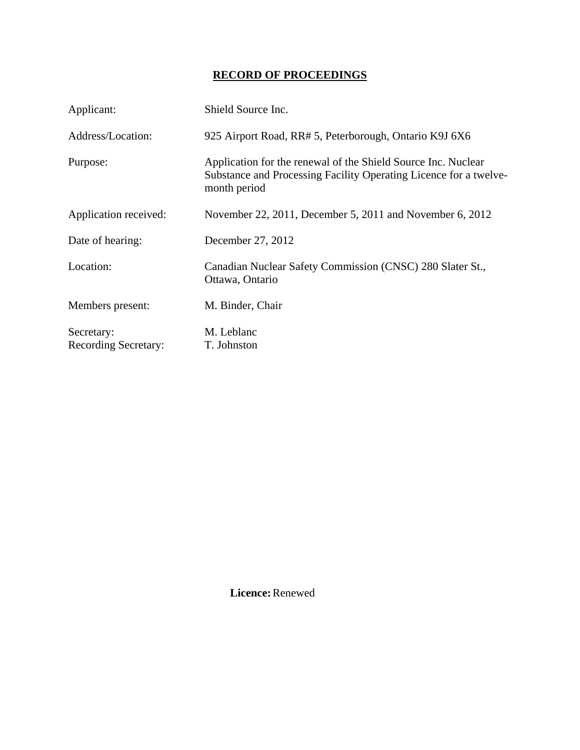# RECORD OF PROCEEDINGS

| | |
|---|---|
| Applicant: | Shield Source Inc. |
| Address/Location: | 925 Airport Road, RR# 5, Peterborough, Ontario K9J 6X6 |
| Purpose: | Application for the renewal of the Shield Source Inc. Nuclear Substance and Processing Facility Operating Licence for a twelve-month period |
| Application received: | November 22, 2011, December 5, 2011 and November 6, 2012 |
| Date of hearing: | December 27, 2012 |
| Location: | Canadian Nuclear Safety Commission (CNSC) 280 Slater St., Ottawa, Ontario |
| Members present: | M. Binder, Chair |
| Secretary: | M. Leblanc |
| Recording Secretary: | T. Johnston |

**Licence:** Renewed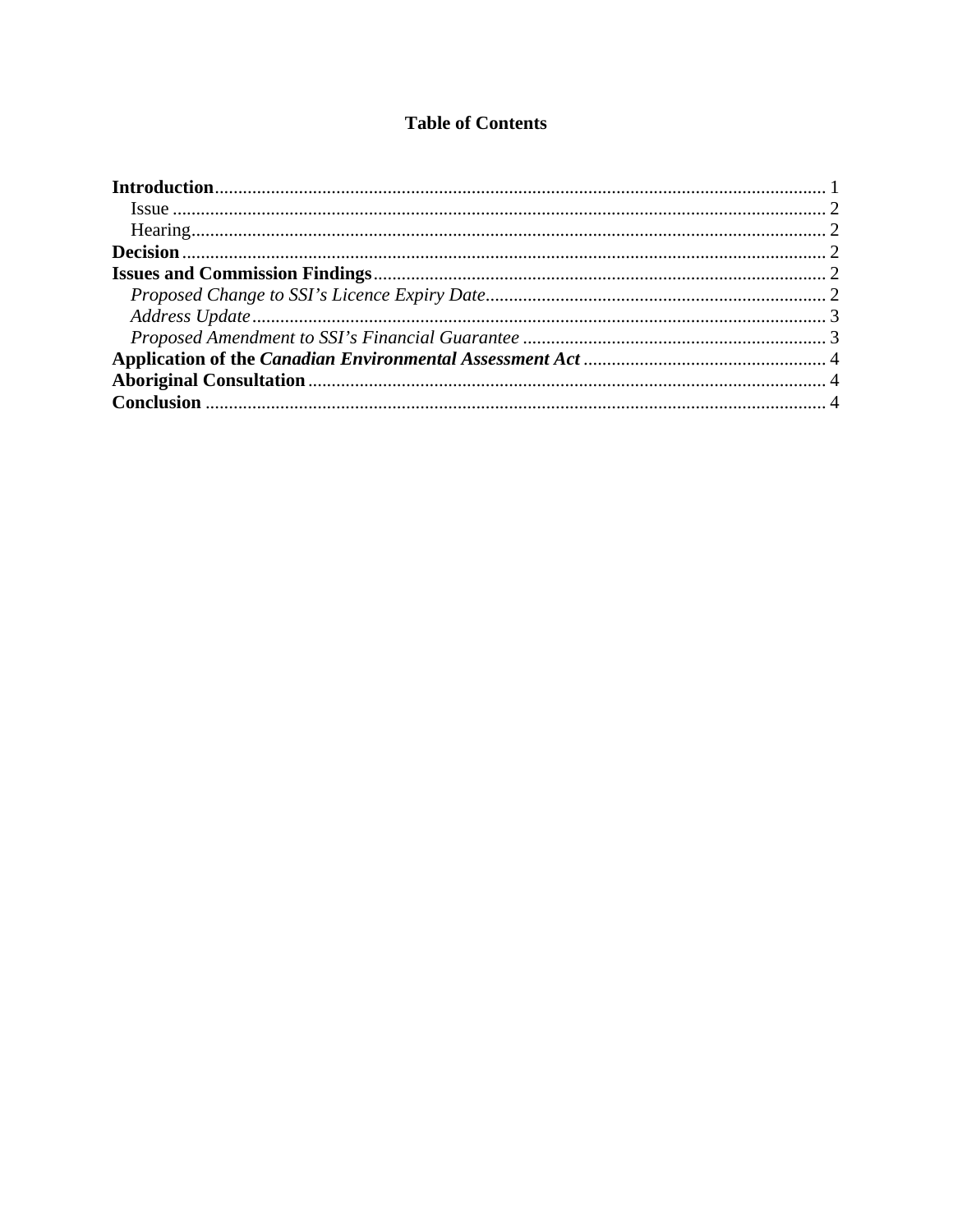# Table of Contents

**Introduction** 1
- Issue 2
- Hearing 2

**Decision** 2

**Issues and Commission Findings** 2
- *Proposed Change to SSI's Licence Expiry Date* 2
- *Address Update* 3
- *Proposed Amendment to SSI's Financial Guarantee* 3

**Application of the *Canadian Environmental Assessment Act*** 4

**Aboriginal Consultation** 4

**Conclusion** 4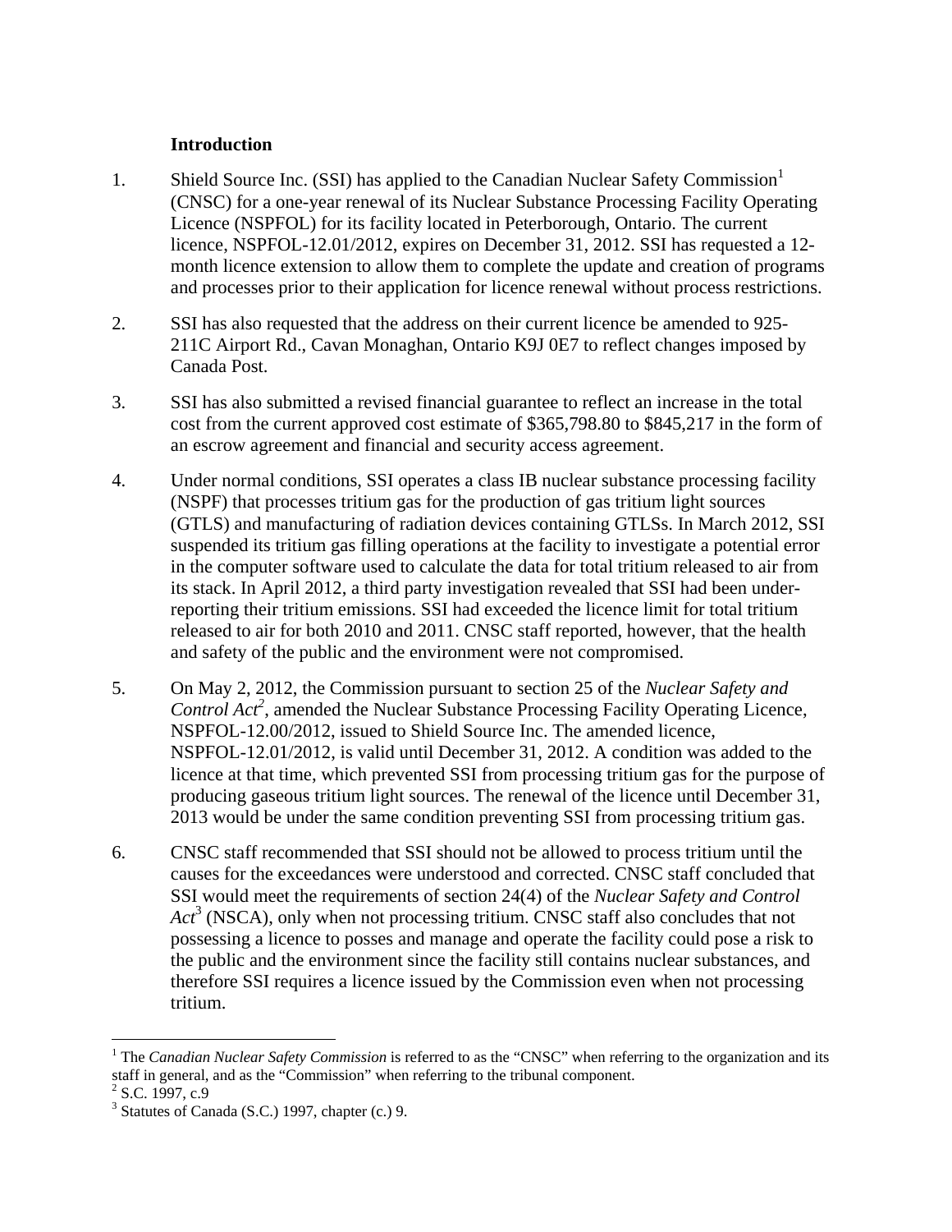## Introduction

1. Shield Source Inc. (SSI) has applied to the Canadian Nuclear Safety Commission[1] (CNSC) for a one-year renewal of its Nuclear Substance Processing Facility Operating Licence (NSPFOL) for its facility located in Peterborough, Ontario. The current licence, NSPFOL-12.01/2012, expires on December 31, 2012. SSI has requested a 12-month licence extension to allow them to complete the update and creation of programs and processes prior to their application for licence renewal without process restrictions.

2. SSI has also requested that the address on their current licence be amended to 925-211C Airport Rd., Cavan Monaghan, Ontario K9J 0E7 to reflect changes imposed by Canada Post.

3. SSI has also submitted a revised financial guarantee to reflect an increase in the total cost from the current approved cost estimate of $365,798.80 to $845,217 in the form of an escrow agreement and financial and security access agreement.

4. Under normal conditions, SSI operates a class IB nuclear substance processing facility (NSPF) that processes tritium gas for the production of gas tritium light sources (GTLS) and manufacturing of radiation devices containing GTLSs. In March 2012, SSI suspended its tritium gas filling operations at the facility to investigate a potential error in the computer software used to calculate the data for total tritium released to air from its stack. In April 2012, a third party investigation revealed that SSI had been under-reporting their tritium emissions. SSI had exceeded the licence limit for total tritium released to air for both 2010 and 2011. CNSC staff reported, however, that the health and safety of the public and the environment were not compromised.

5. On May 2, 2012, the Commission pursuant to section 25 of the *Nuclear Safety and Control Act*[2], amended the Nuclear Substance Processing Facility Operating Licence, NSPFOL-12.00/2012, issued to Shield Source Inc. The amended licence, NSPFOL-12.01/2012, is valid until December 31, 2012. A condition was added to the licence at that time, which prevented SSI from processing tritium gas for the purpose of producing gaseous tritium light sources. The renewal of the licence until December 31, 2013 would be under the same condition preventing SSI from processing tritium gas.

6. CNSC staff recommended that SSI should not be allowed to process tritium until the causes for the exceedances were understood and corrected. CNSC staff concluded that SSI would meet the requirements of section 24(4) of the *Nuclear Safety and Control Act*[3] (NSCA), only when not processing tritium. CNSC staff also concludes that not possessing a licence to posses and manage and operate the facility could pose a risk to the public and the environment since the facility still contains nuclear substances, and therefore SSI requires a licence issued by the Commission even when not processing tritium.

---

[1] The *Canadian Nuclear Safety Commission* is referred to as the "CNSC" when referring to the organization and its staff in general, and as the "Commission" when referring to the tribunal component.

[2] S.C. 1997, c.9

[3] Statutes of Canada (S.C.) 1997, chapter (c.) 9.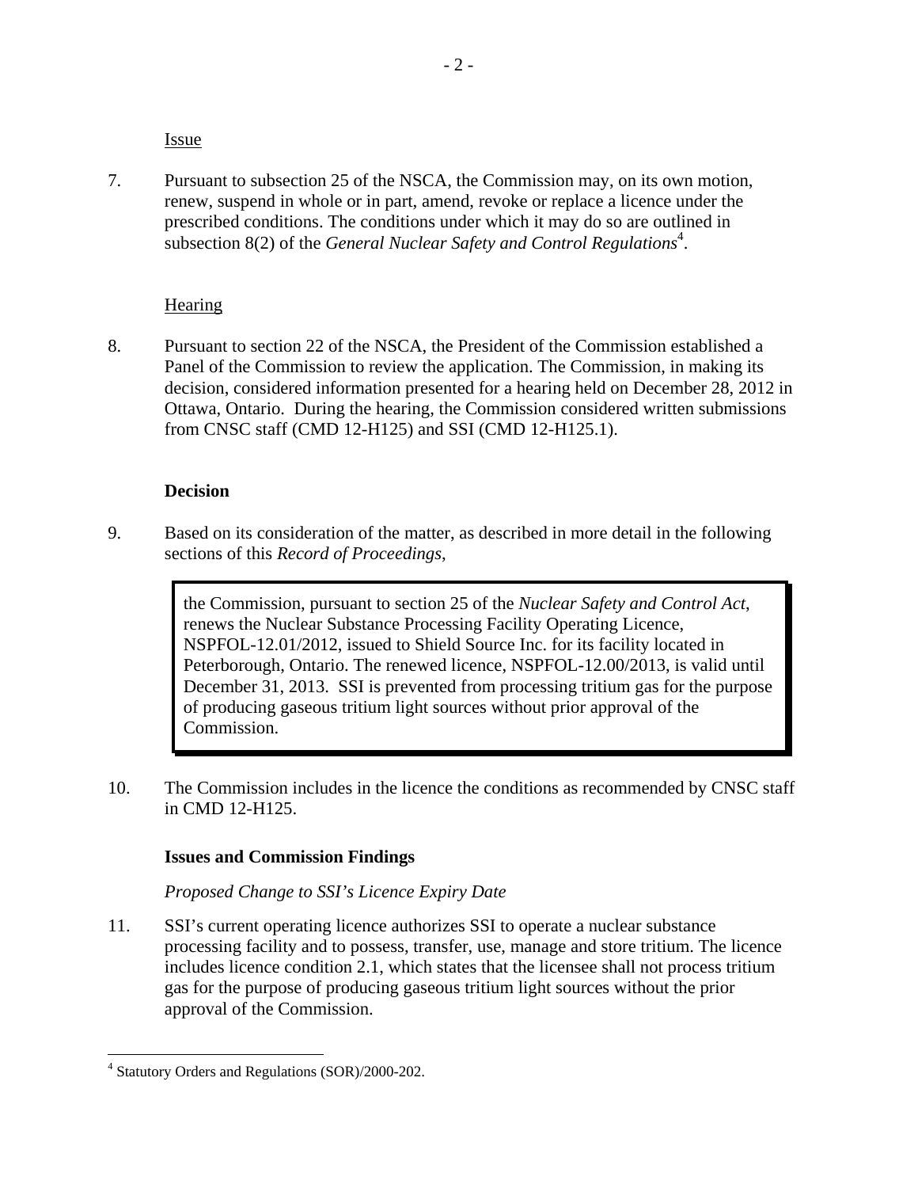Issue

7. Pursuant to subsection 25 of the NSCA, the Commission may, on its own motion, renew, suspend in whole or in part, amend, revoke or replace a licence under the prescribed conditions. The conditions under which it may do so are outlined in subsection 8(2) of the *General Nuclear Safety and Control Regulations*[4].

Hearing

8. Pursuant to section 22 of the NSCA, the President of the Commission established a Panel of the Commission to review the application. The Commission, in making its decision, considered information presented for a hearing held on December 28, 2012 in Ottawa, Ontario. During the hearing, the Commission considered written submissions from CNSC staff (CMD 12-H125) and SSI (CMD 12-H125.1).

**Decision**

9. Based on its consideration of the matter, as described in more detail in the following sections of this *Record of Proceedings*,

> the Commission, pursuant to section 25 of the *Nuclear Safety and Control Act*, renews the Nuclear Substance Processing Facility Operating Licence, NSPFOL-12.01/2012, issued to Shield Source Inc. for its facility located in Peterborough, Ontario. The renewed licence, NSPFOL-12.00/2013, is valid until December 31, 2013. SSI is prevented from processing tritium gas for the purpose of producing gaseous tritium light sources without prior approval of the Commission.

10. The Commission includes in the licence the conditions as recommended by CNSC staff in CMD 12-H125.

**Issues and Commission Findings**

*Proposed Change to SSI's Licence Expiry Date*

11. SSI's current operating licence authorizes SSI to operate a nuclear substance processing facility and to possess, transfer, use, manage and store tritium. The licence includes licence condition 2.1, which states that the licensee shall not process tritium gas for the purpose of producing gaseous tritium light sources without the prior approval of the Commission.

[4] Statutory Orders and Regulations (SOR)/2000-202.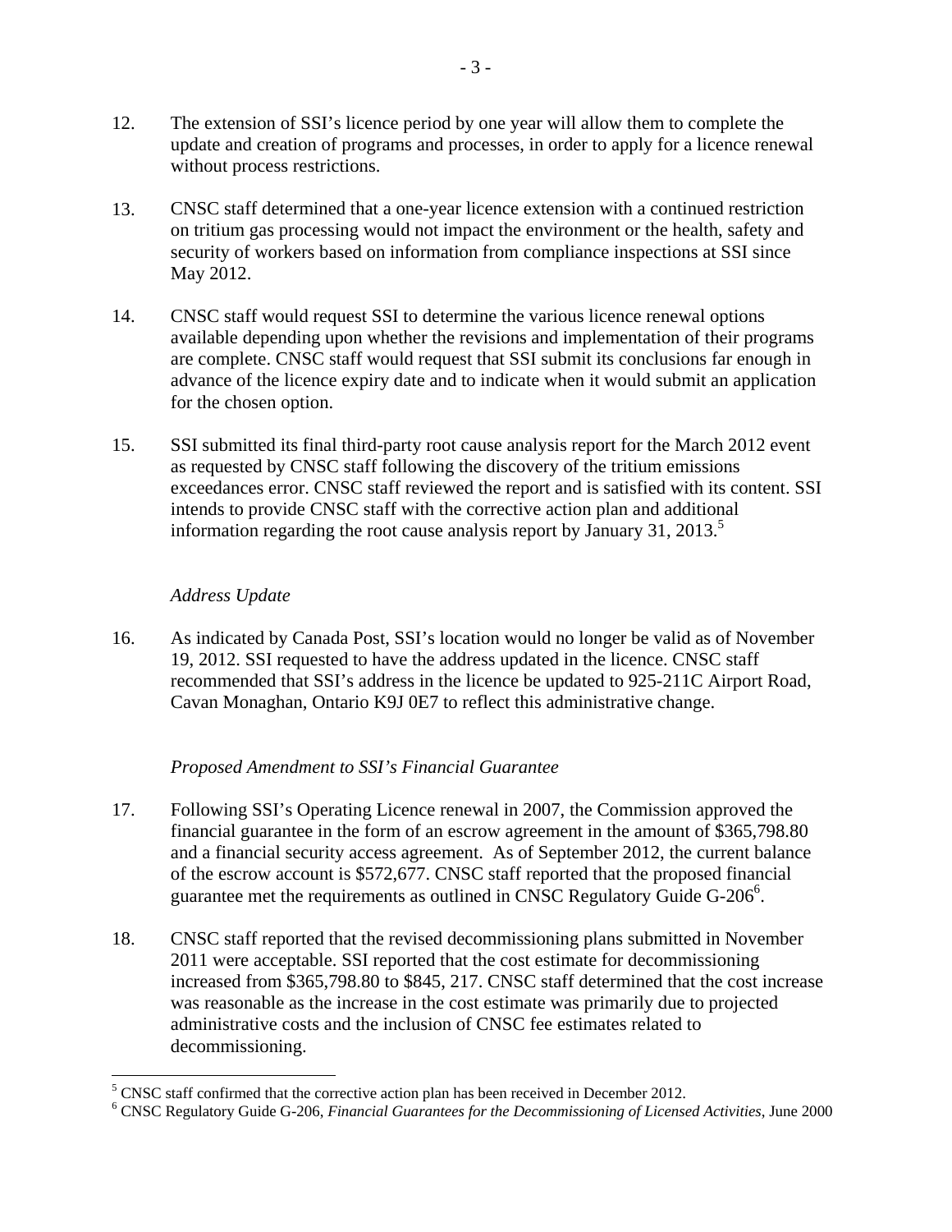12. The extension of SSI's licence period by one year will allow them to complete the update and creation of programs and processes, in order to apply for a licence renewal without process restrictions.

13. CNSC staff determined that a one-year licence extension with a continued restriction on tritium gas processing would not impact the environment or the health, safety and security of workers based on information from compliance inspections at SSI since May 2012.

14. CNSC staff would request SSI to determine the various licence renewal options available depending upon whether the revisions and implementation of their programs are complete. CNSC staff would request that SSI submit its conclusions far enough in advance of the licence expiry date and to indicate when it would submit an application for the chosen option.

15. SSI submitted its final third-party root cause analysis report for the March 2012 event as requested by CNSC staff following the discovery of the tritium emissions exceedances error. CNSC staff reviewed the report and is satisfied with its content. SSI intends to provide CNSC staff with the corrective action plan and additional information regarding the root cause analysis report by January 31, 2013.[5]

*Address Update*

16. As indicated by Canada Post, SSI's location would no longer be valid as of November 19, 2012. SSI requested to have the address updated in the licence. CNSC staff recommended that SSI's address in the licence be updated to 925-211C Airport Road, Cavan Monaghan, Ontario K9J 0E7 to reflect this administrative change.

*Proposed Amendment to SSI's Financial Guarantee*

17. Following SSI's Operating Licence renewal in 2007, the Commission approved the financial guarantee in the form of an escrow agreement in the amount of $365,798.80 and a financial security access agreement. As of September 2012, the current balance of the escrow account is $572,677. CNSC staff reported that the proposed financial guarantee met the requirements as outlined in CNSC Regulatory Guide G-206[6].

18. CNSC staff reported that the revised decommissioning plans submitted in November 2011 were acceptable. SSI reported that the cost estimate for decommissioning increased from $365,798.80 to $845, 217. CNSC staff determined that the cost increase was reasonable as the increase in the cost estimate was primarily due to projected administrative costs and the inclusion of CNSC fee estimates related to decommissioning.

---

[5] CNSC staff confirmed that the corrective action plan has been received in December 2012.

[6] CNSC Regulatory Guide G-206, *Financial Guarantees for the Decommissioning of Licensed Activities*, June 2000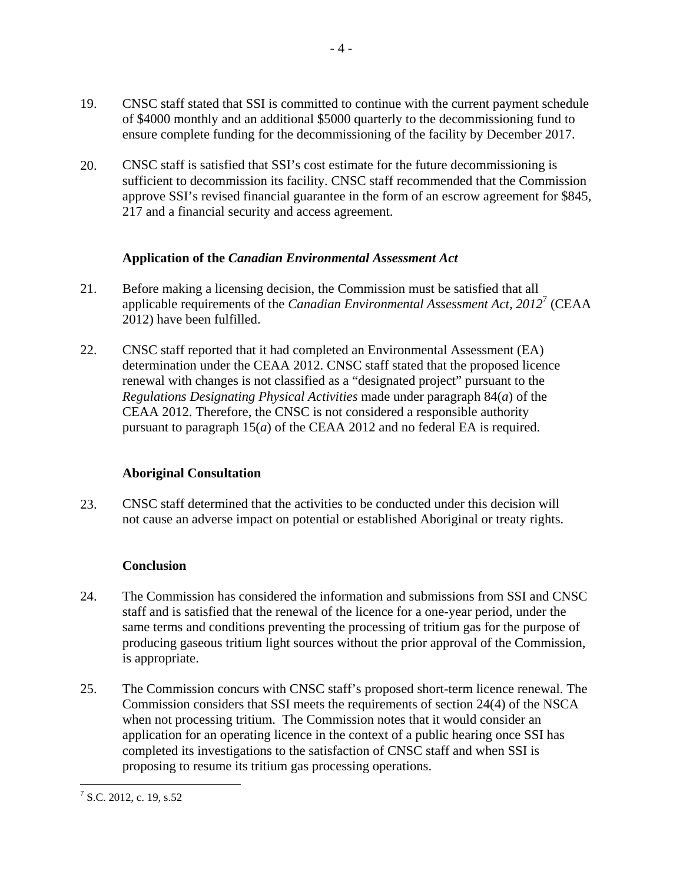19. CNSC staff stated that SSI is committed to continue with the current payment schedule of $4000 monthly and an additional $5000 quarterly to the decommissioning fund to ensure complete funding for the decommissioning of the facility by December 2017.

20. CNSC staff is satisfied that SSI's cost estimate for the future decommissioning is sufficient to decommission its facility. CNSC staff recommended that the Commission approve SSI's revised financial guarantee in the form of an escrow agreement for $845, 217 and a financial security and access agreement.

### Application of the *Canadian Environmental Assessment Act*

21. Before making a licensing decision, the Commission must be satisfied that all applicable requirements of the *Canadian Environmental Assessment Act, 2012*[7] (CEAA 2012) have been fulfilled.

22. CNSC staff reported that it had completed an Environmental Assessment (EA) determination under the CEAA 2012. CNSC staff stated that the proposed licence renewal with changes is not classified as a "designated project" pursuant to the *Regulations Designating Physical Activities* made under paragraph 84(*a*) of the CEAA 2012. Therefore, the CNSC is not considered a responsible authority pursuant to paragraph 15(*a*) of the CEAA 2012 and no federal EA is required.

### Aboriginal Consultation

23. CNSC staff determined that the activities to be conducted under this decision will not cause an adverse impact on potential or established Aboriginal or treaty rights.

### Conclusion

24. The Commission has considered the information and submissions from SSI and CNSC staff and is satisfied that the renewal of the licence for a one-year period, under the same terms and conditions preventing the processing of tritium gas for the purpose of producing gaseous tritium light sources without the prior approval of the Commission, is appropriate.

25. The Commission concurs with CNSC staff's proposed short-term licence renewal. The Commission considers that SSI meets the requirements of section 24(4) of the NSCA when not processing tritium. The Commission notes that it would consider an application for an operating licence in the context of a public hearing once SSI has completed its investigations to the satisfaction of CNSC staff and when SSI is proposing to resume its tritium gas processing operations.

---

[7] S.C. 2012, c. 19, s.52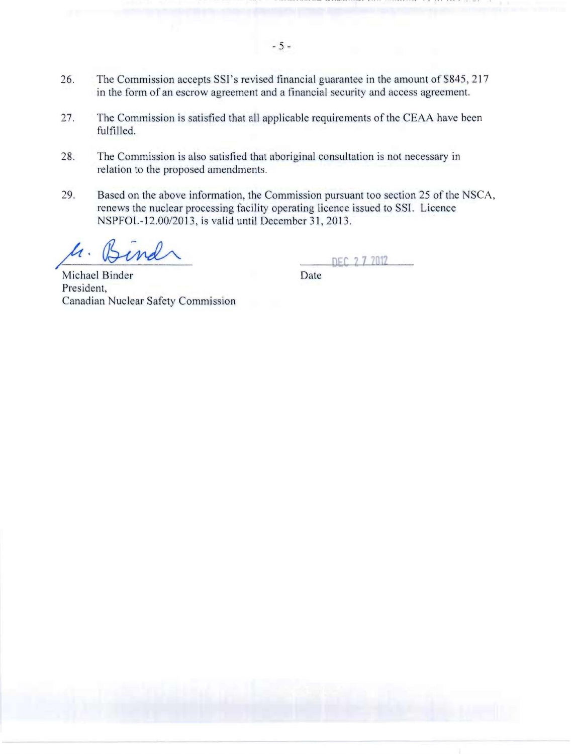26. The Commission accepts SSI's revised financial guarantee in the amount of $845, 217 in the form of an escrow agreement and a financial security and access agreement.

27. The Commission is satisfied that all applicable requirements of the CEAA have been fulfilled.

28. The Commission is also satisfied that aboriginal consultation is not necessary in relation to the proposed amendments.

29. Based on the above information, the Commission pursuant too section 25 of the NSCA, renews the nuclear processing facility operating licence issued to SSI. Licence NSPFOL-12.00/2013, is valid until December 31, 2013.

M. Binder

Michael Binder
President,
Canadian Nuclear Safety Commission

DEC 27 2012

Date